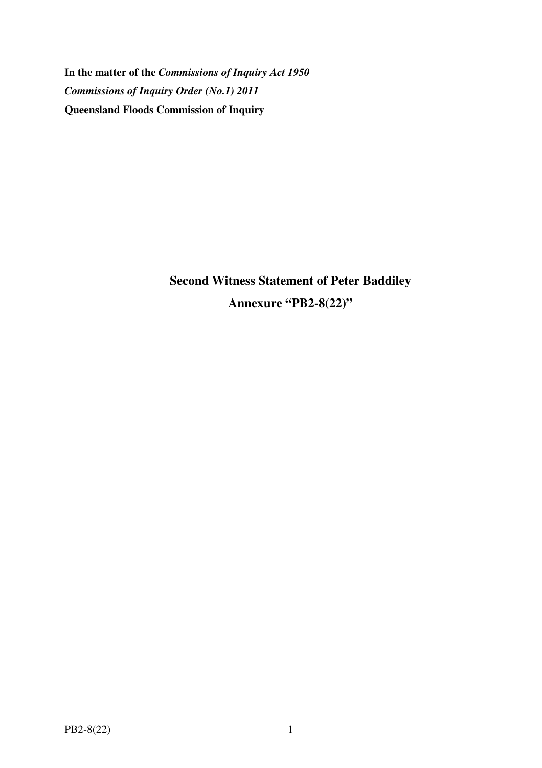**In the matter of the *Commissions of Inquiry Act 1950***

***Commissions of Inquiry Order (No.1) 2011***

**Queensland Floods Commission of Inquiry**

## Second Witness Statement of Peter Baddiley

## Annexure "PB2-8(22)"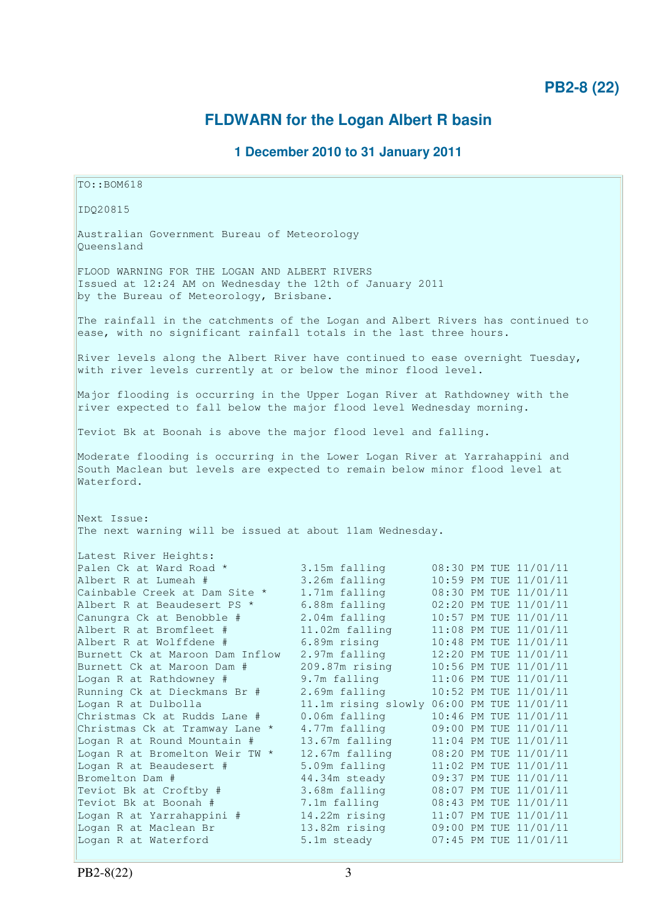**PB2-8 (22)**

## FLDWARN for the Logan Albert R basin

### 1 December 2010 to 31 January 2011

```
TO::BOM618

IDQ20815

Australian Government Bureau of Meteorology
Queensland

FLOOD WARNING FOR THE LOGAN AND ALBERT RIVERS
Issued at 12:24 AM on Wednesday the 12th of January 2011
by the Bureau of Meteorology, Brisbane.

The rainfall in the catchments of the Logan and Albert Rivers has continued to
ease, with no significant rainfall totals in the last three hours.

River levels along the Albert River have continued to ease overnight Tuesday,
with river levels currently at or below the minor flood level.

Major flooding is occurring in the Upper Logan River at Rathdowney with the
river expected to fall below the major flood level Wednesday morning.

Teviot Bk at Boonah is above the major flood level and falling.

Moderate flooding is occurring in the Lower Logan River at Yarrahappini and
South Maclean but levels are expected to remain below minor flood level at
Waterford.


Next Issue:
The next warning will be issued at about 11am Wednesday.

Latest River Heights:
Palen Ck at Ward Road *           3.15m falling       08:30 PM TUE 11/01/11
Albert R at Lumeah #              3.26m falling       10:59 PM TUE 11/01/11
Cainbable Creek at Dam Site *     1.71m falling       08:30 PM TUE 11/01/11
Albert R at Beaudesert PS *       6.88m falling       02:20 PM TUE 11/01/11
Canungra Ck at Benobble #         2.04m falling       10:57 PM TUE 11/01/11
Albert R at Bromfleet #           11.02m falling      11:08 PM TUE 11/01/11
Albert R at Wolffdene #           6.89m rising        10:48 PM TUE 11/01/11
Burnett Ck at Maroon Dam Inflow   2.97m falling       12:20 PM TUE 11/01/11
Burnett Ck at Maroon Dam #        209.87m rising      10:56 PM TUE 11/01/11
Logan R at Rathdowney #           9.7m falling        11:06 PM TUE 11/01/11
Running Ck at Dieckmans Br #      2.69m falling       10:52 PM TUE 11/01/11
Logan R at Dulbolla               11.1m rising slowly 06:00 PM TUE 11/01/11
Christmas Ck at Rudds Lane #      0.06m falling       10:46 PM TUE 11/01/11
Christmas Ck at Tramway Lane *    4.77m falling       09:00 PM TUE 11/01/11
Logan R at Round Mountain #       13.67m falling      11:04 PM TUE 11/01/11
Logan R at Bromelton Weir TW *    12.67m falling      08:20 PM TUE 11/01/11
Logan R at Beaudesert #           5.09m falling       11:02 PM TUE 11/01/11
Bromelton Dam #                   44.34m steady       09:37 PM TUE 11/01/11
Teviot Bk at Croftby #            3.68m falling       08:07 PM TUE 11/01/11
Teviot Bk at Boonah #             7.1m falling        08:43 PM TUE 11/01/11
Logan R at Yarrahappini #         14.22m rising       11:07 PM TUE 11/01/11
Logan R at Maclean Br             13.82m rising       09:00 PM TUE 11/01/11
Logan R at Waterford              5.1m steady         07:45 PM TUE 11/01/11
```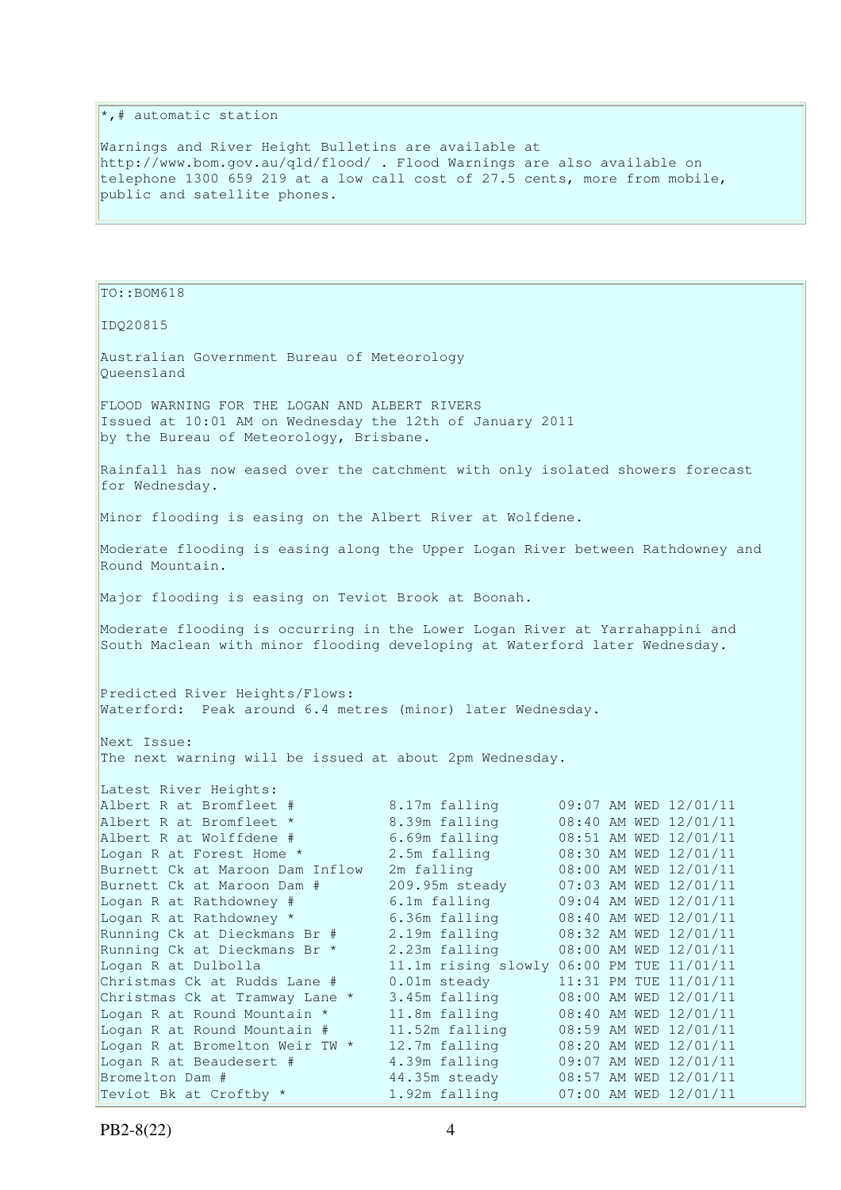*,# automatic station

Warnings and River Height Bulletins are available at http://www.bom.gov.au/qld/flood/ . Flood Warnings are also available on telephone 1300 659 219 at a low call cost of 27.5 cents, more from mobile, public and satellite phones.

TO::BOM618

IDQ20815

Australian Government Bureau of Meteorology
Queensland

FLOOD WARNING FOR THE LOGAN AND ALBERT RIVERS
Issued at 10:01 AM on Wednesday the 12th of January 2011
by the Bureau of Meteorology, Brisbane.

Rainfall has now eased over the catchment with only isolated showers forecast for Wednesday.

Minor flooding is easing on the Albert River at Wolfdene.

Moderate flooding is easing along the Upper Logan River between Rathdowney and Round Mountain.

Major flooding is easing on Teviot Brook at Boonah.

Moderate flooding is occurring in the Lower Logan River at Yarrahappini and South Maclean with minor flooding developing at Waterford later Wednesday.

Predicted River Heights/Flows:
Waterford: Peak around 6.4 metres (minor) later Wednesday.

Next Issue:
The next warning will be issued at about 2pm Wednesday.

Latest River Heights:

| Station | Height | Time |
|---|---|---|
| Albert R at Bromfleet # | 8.17m falling | 09:07 AM WED 12/01/11 |
| Albert R at Bromfleet * | 8.39m falling | 08:40 AM WED 12/01/11 |
| Albert R at Wolffdene # | 6.69m falling | 08:51 AM WED 12/01/11 |
| Logan R at Forest Home * | 2.5m falling | 08:30 AM WED 12/01/11 |
| Burnett Ck at Maroon Dam Inflow | 2m falling | 08:00 AM WED 12/01/11 |
| Burnett Ck at Maroon Dam # | 209.95m steady | 07:03 AM WED 12/01/11 |
| Logan R at Rathdowney # | 6.1m falling | 09:04 AM WED 12/01/11 |
| Logan R at Rathdowney * | 6.36m falling | 08:40 AM WED 12/01/11 |
| Running Ck at Dieckmans Br # | 2.19m falling | 08:32 AM WED 12/01/11 |
| Running Ck at Dieckmans Br * | 2.23m falling | 08:00 AM WED 12/01/11 |
| Logan R at Dulbolla | 11.1m rising slowly | 06:00 PM TUE 11/01/11 |
| Christmas Ck at Rudds Lane # | 0.01m steady | 11:31 PM TUE 11/01/11 |
| Christmas Ck at Tramway Lane * | 3.45m falling | 08:00 AM WED 12/01/11 |
| Logan R at Round Mountain * | 11.8m falling | 08:40 AM WED 12/01/11 |
| Logan R at Round Mountain # | 11.52m falling | 08:59 AM WED 12/01/11 |
| Logan R at Bromelton Weir TW * | 12.7m falling | 08:20 AM WED 12/01/11 |
| Logan R at Beaudesert # | 4.39m falling | 09:07 AM WED 12/01/11 |
| Bromelton Dam # | 44.35m steady | 08:57 AM WED 12/01/11 |
| Teviot Bk at Croftby * | 1.92m falling | 07:00 AM WED 12/01/11 |

PB2-8(22)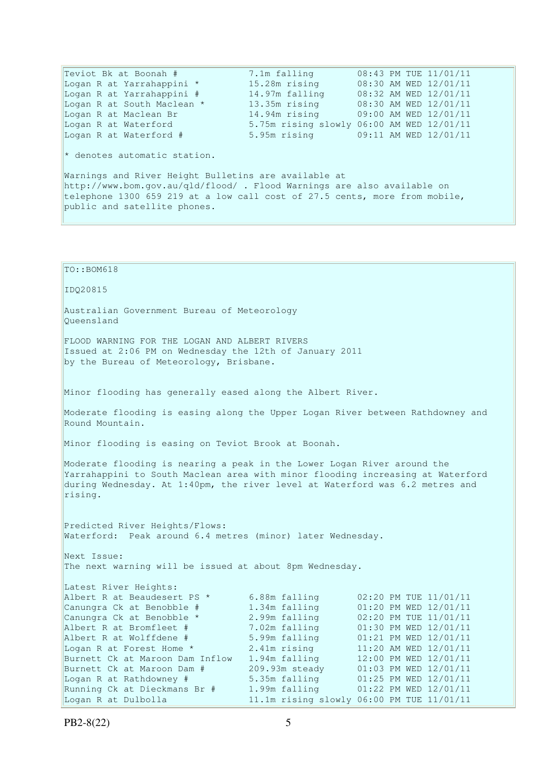```
Teviot Bk at Boonah #            7.1m falling        08:43 PM TUE 11/01/11
Logan R at Yarrahappini *        15.28m rising       08:30 AM WED 12/01/11
Logan R at Yarrahappini #        14.97m falling      08:32 AM WED 12/01/11
Logan R at South Maclean *       13.35m rising       08:30 AM WED 12/01/11
Logan R at Maclean Br            14.94m rising       09:00 AM WED 12/01/11
Logan R at Waterford             5.75m rising slowly 06:00 AM WED 12/01/11
Logan R at Waterford #           5.95m rising        09:11 AM WED 12/01/11
```

\* denotes automatic station.

Warnings and River Height Bulletins are available at http://www.bom.gov.au/qld/flood/ . Flood Warnings are also available on telephone 1300 659 219 at a low call cost of 27.5 cents, more from mobile, public and satellite phones.

TO::BOM618

IDQ20815

Australian Government Bureau of Meteorology
Queensland

FLOOD WARNING FOR THE LOGAN AND ALBERT RIVERS
Issued at 2:06 PM on Wednesday the 12th of January 2011
by the Bureau of Meteorology, Brisbane.

Minor flooding has generally eased along the Albert River.

Moderate flooding is easing along the Upper Logan River between Rathdowney and Round Mountain.

Minor flooding is easing on Teviot Brook at Boonah.

Moderate flooding is nearing a peak in the Lower Logan River around the Yarrahappini to South Maclean area with minor flooding increasing at Waterford during Wednesday. At 1:40pm, the river level at Waterford was 6.2 metres and rising.

Predicted River Heights/Flows:
Waterford: Peak around 6.4 metres (minor) later Wednesday.

Next Issue:
The next warning will be issued at about 8pm Wednesday.

Latest River Heights:

```
Albert R at Beaudesert PS *      6.88m falling       02:20 PM TUE 11/01/11
Canungra Ck at Benobble #        1.34m falling       01:20 PM WED 12/01/11
Canungra Ck at Benobble *        2.99m falling       02:20 PM TUE 11/01/11
Albert R at Bromfleet #          7.02m falling       01:30 PM WED 12/01/11
Albert R at Wolffdene #          5.99m falling       01:21 PM WED 12/01/11
Logan R at Forest Home *         2.41m rising        11:20 AM WED 12/01/11
Burnett Ck at Maroon Dam Inflow  1.94m falling       12:00 PM WED 12/01/11
Burnett Ck at Maroon Dam #       209.93m steady      01:03 PM WED 12/01/11
Logan R at Rathdowney #          5.35m falling       01:25 PM WED 12/01/11
Running Ck at Dieckmans Br #     1.99m falling       01:22 PM WED 12/01/11
Logan R at Dulbolla              11.1m rising slowly 06:00 PM TUE 11/01/11
```

PB2-8(22)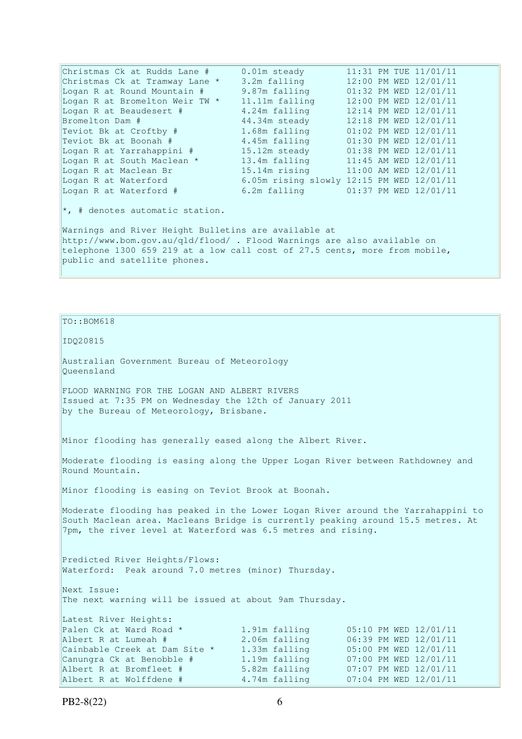| | | |
|---|---|---|
| Christmas Ck at Rudds Lane # | 0.01m steady | 11:31 PM TUE 11/01/11 |
| Christmas Ck at Tramway Lane * | 3.2m falling | 12:00 PM WED 12/01/11 |
| Logan R at Round Mountain # | 9.87m falling | 01:32 PM WED 12/01/11 |
| Logan R at Bromelton Weir TW * | 11.11m falling | 12:00 PM WED 12/01/11 |
| Logan R at Beaudesert # | 4.24m falling | 12:14 PM WED 12/01/11 |
| Bromelton Dam # | 44.34m steady | 12:18 PM WED 12/01/11 |
| Teviot Bk at Croftby # | 1.68m falling | 01:02 PM WED 12/01/11 |
| Teviot Bk at Boonah # | 4.45m falling | 01:30 PM WED 12/01/11 |
| Logan R at Yarrahappini # | 15.12m steady | 01:38 PM WED 12/01/11 |
| Logan R at South Maclean * | 13.4m falling | 11:45 AM WED 12/01/11 |
| Logan R at Maclean Br | 15.14m rising | 11:00 AM WED 12/01/11 |
| Logan R at Waterford | 6.05m rising slowly | 12:15 PM WED 12/01/11 |
| Logan R at Waterford # | 6.2m falling | 01:37 PM WED 12/01/11 |

*, # denotes automatic station.

Warnings and River Height Bulletins are available at http://www.bom.gov.au/qld/flood/ . Flood Warnings are also available on telephone 1300 659 219 at a low call cost of 27.5 cents, more from mobile, public and satellite phones.

---

TO::BOM618

IDQ20815

Australian Government Bureau of Meteorology
Queensland

FLOOD WARNING FOR THE LOGAN AND ALBERT RIVERS
Issued at 7:35 PM on Wednesday the 12th of January 2011
by the Bureau of Meteorology, Brisbane.

Minor flooding has generally eased along the Albert River.

Moderate flooding is easing along the Upper Logan River between Rathdowney and Round Mountain.

Minor flooding is easing on Teviot Brook at Boonah.

Moderate flooding has peaked in the Lower Logan River around the Yarrahappini to South Maclean area. Macleans Bridge is currently peaking around 15.5 metres. At 7pm, the river level at Waterford was 6.5 metres and rising.

Predicted River Heights/Flows:
Waterford: Peak around 7.0 metres (minor) Thursday.

Next Issue:
The next warning will be issued at about 9am Thursday.

Latest River Heights:

| | | |
|---|---|---|
| Palen Ck at Ward Road * | 1.91m falling | 05:10 PM WED 12/01/11 |
| Albert R at Lumeah # | 2.06m falling | 06:39 PM WED 12/01/11 |
| Cainbable Creek at Dam Site * | 1.33m falling | 05:00 PM WED 12/01/11 |
| Canungra Ck at Benobble # | 1.19m falling | 07:00 PM WED 12/01/11 |
| Albert R at Bromfleet # | 5.82m falling | 07:07 PM WED 12/01/11 |
| Albert R at Wolffdene # | 4.74m falling | 07:04 PM WED 12/01/11 |

PB2-8(22)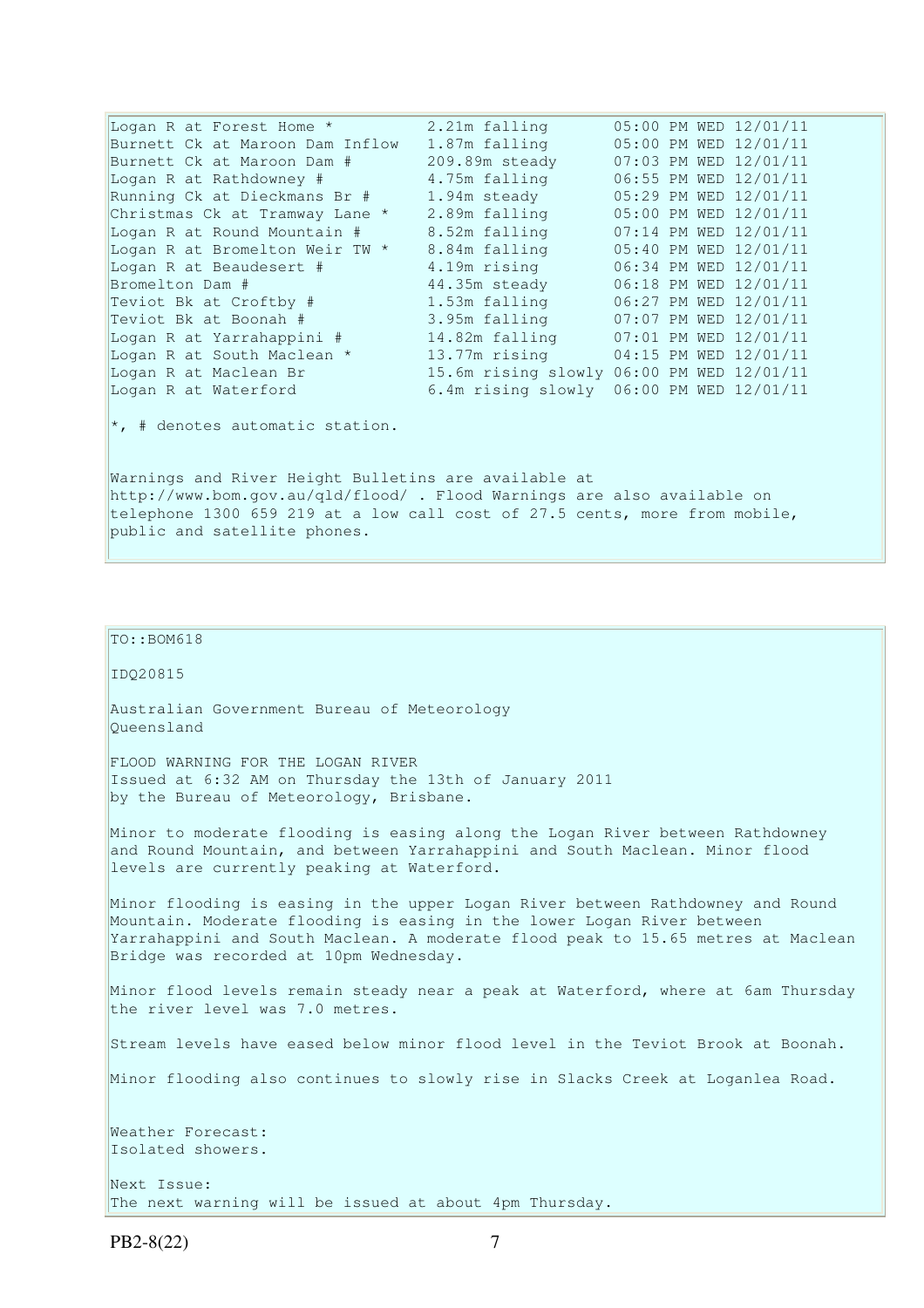| | | |
|---|---|---|
| Logan R at Forest Home * | 2.21m falling | 05:00 PM WED 12/01/11 |
| Burnett Ck at Maroon Dam Inflow | 1.87m falling | 05:00 PM WED 12/01/11 |
| Burnett Ck at Maroon Dam # | 209.89m steady | 07:03 PM WED 12/01/11 |
| Logan R at Rathdowney # | 4.75m falling | 06:55 PM WED 12/01/11 |
| Running Ck at Dieckmans Br # | 1.94m steady | 05:29 PM WED 12/01/11 |
| Christmas Ck at Tramway Lane * | 2.89m falling | 05:00 PM WED 12/01/11 |
| Logan R at Round Mountain # | 8.52m falling | 07:14 PM WED 12/01/11 |
| Logan R at Bromelton Weir TW * | 8.84m falling | 05:40 PM WED 12/01/11 |
| Logan R at Beaudesert # | 4.19m rising | 06:34 PM WED 12/01/11 |
| Bromelton Dam # | 44.35m steady | 06:18 PM WED 12/01/11 |
| Teviot Bk at Croftby # | 1.53m falling | 06:27 PM WED 12/01/11 |
| Teviot Bk at Boonah # | 3.95m falling | 07:07 PM WED 12/01/11 |
| Logan R at Yarrahappini # | 14.82m falling | 07:01 PM WED 12/01/11 |
| Logan R at South Maclean * | 13.77m rising | 04:15 PM WED 12/01/11 |
| Logan R at Maclean Br | 15.6m rising slowly | 06:00 PM WED 12/01/11 |
| Logan R at Waterford | 6.4m rising slowly | 06:00 PM WED 12/01/11 |

*, # denotes automatic station.

Warnings and River Height Bulletins are available at http://www.bom.gov.au/qld/flood/ . Flood Warnings are also available on telephone 1300 659 219 at a low call cost of 27.5 cents, more from mobile, public and satellite phones.

TO::BOM618

IDQ20815

Australian Government Bureau of Meteorology
Queensland

FLOOD WARNING FOR THE LOGAN RIVER
Issued at 6:32 AM on Thursday the 13th of January 2011
by the Bureau of Meteorology, Brisbane.

Minor to moderate flooding is easing along the Logan River between Rathdowney and Round Mountain, and between Yarrahappini and South Maclean. Minor flood levels are currently peaking at Waterford.

Minor flooding is easing in the upper Logan River between Rathdowney and Round Mountain. Moderate flooding is easing in the lower Logan River between Yarrahappini and South Maclean. A moderate flood peak to 15.65 metres at Maclean Bridge was recorded at 10pm Wednesday.

Minor flood levels remain steady near a peak at Waterford, where at 6am Thursday the river level was 7.0 metres.

Stream levels have eased below minor flood level in the Teviot Brook at Boonah.

Minor flooding also continues to slowly rise in Slacks Creek at Loganlea Road.

Weather Forecast:
Isolated showers.

Next Issue:
The next warning will be issued at about 4pm Thursday.

PB2-8(22)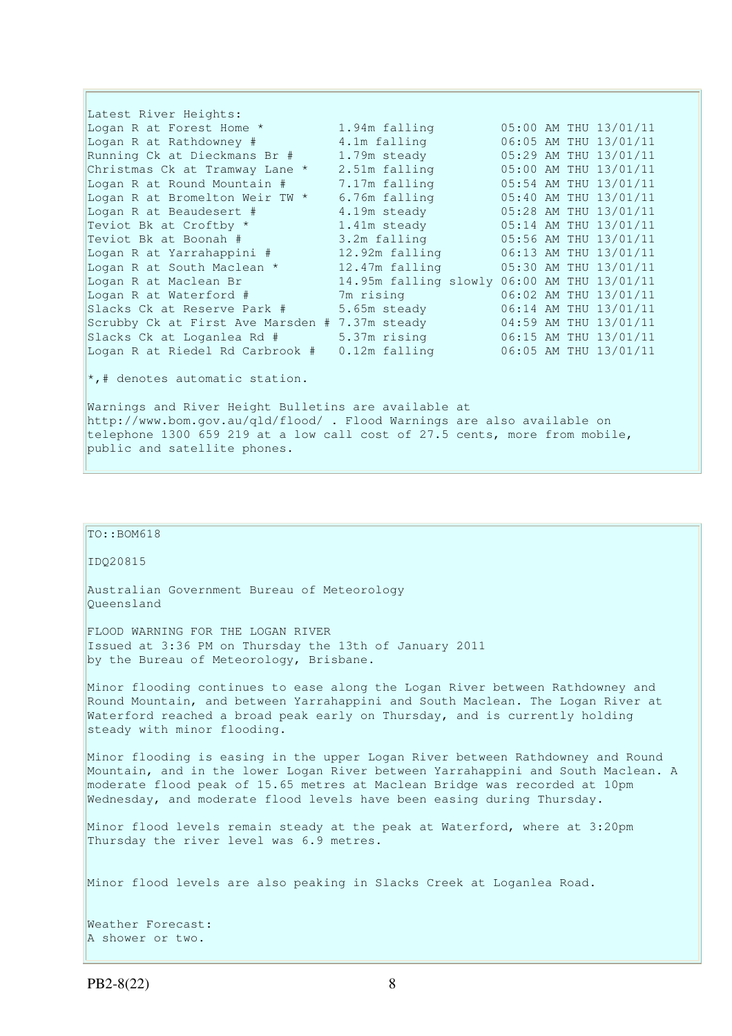Latest River Heights:

| Station | Height | Time |
|---|---|---|
| Logan R at Forest Home * | 1.94m falling | 05:00 AM THU 13/01/11 |
| Logan R at Rathdowney # | 4.1m falling | 06:05 AM THU 13/01/11 |
| Running Ck at Dieckmans Br # | 1.79m steady | 05:29 AM THU 13/01/11 |
| Christmas Ck at Tramway Lane * | 2.51m falling | 05:00 AM THU 13/01/11 |
| Logan R at Round Mountain # | 7.17m falling | 05:54 AM THU 13/01/11 |
| Logan R at Bromelton Weir TW * | 6.76m falling | 05:40 AM THU 13/01/11 |
| Logan R at Beaudesert # | 4.19m steady | 05:28 AM THU 13/01/11 |
| Teviot Bk at Croftby * | 1.41m steady | 05:14 AM THU 13/01/11 |
| Teviot Bk at Boonah # | 3.2m falling | 05:56 AM THU 13/01/11 |
| Logan R at Yarrahappini # | 12.92m falling | 06:13 AM THU 13/01/11 |
| Logan R at South Maclean * | 12.47m falling | 05:30 AM THU 13/01/11 |
| Logan R at Maclean Br | 14.95m falling slowly | 06:00 AM THU 13/01/11 |
| Logan R at Waterford # | 7m rising | 06:02 AM THU 13/01/11 |
| Slacks Ck at Reserve Park # | 5.65m steady | 06:14 AM THU 13/01/11 |
| Scrubby Ck at First Ave Marsden # | 7.37m steady | 04:59 AM THU 13/01/11 |
| Slacks Ck at Loganlea Rd # | 5.37m rising | 06:15 AM THU 13/01/11 |
| Logan R at Riedel Rd Carbrook # | 0.12m falling | 06:05 AM THU 13/01/11 |

*,# denotes automatic station.

Warnings and River Height Bulletins are available at http://www.bom.gov.au/qld/flood/ . Flood Warnings are also available on telephone 1300 659 219 at a low call cost of 27.5 cents, more from mobile, public and satellite phones.

TO::BOM618

IDQ20815

Australian Government Bureau of Meteorology
Queensland

FLOOD WARNING FOR THE LOGAN RIVER
Issued at 3:36 PM on Thursday the 13th of January 2011
by the Bureau of Meteorology, Brisbane.

Minor flooding continues to ease along the Logan River between Rathdowney and Round Mountain, and between Yarrahappini and South Maclean. The Logan River at Waterford reached a broad peak early on Thursday, and is currently holding steady with minor flooding.

Minor flooding is easing in the upper Logan River between Rathdowney and Round Mountain, and in the lower Logan River between Yarrahappini and South Maclean. A moderate flood peak of 15.65 metres at Maclean Bridge was recorded at 10pm Wednesday, and moderate flood levels have been easing during Thursday.

Minor flood levels remain steady at the peak at Waterford, where at 3:20pm Thursday the river level was 6.9 metres.

Minor flood levels are also peaking in Slacks Creek at Loganlea Road.

Weather Forecast:
A shower or two.

PB2-8(22)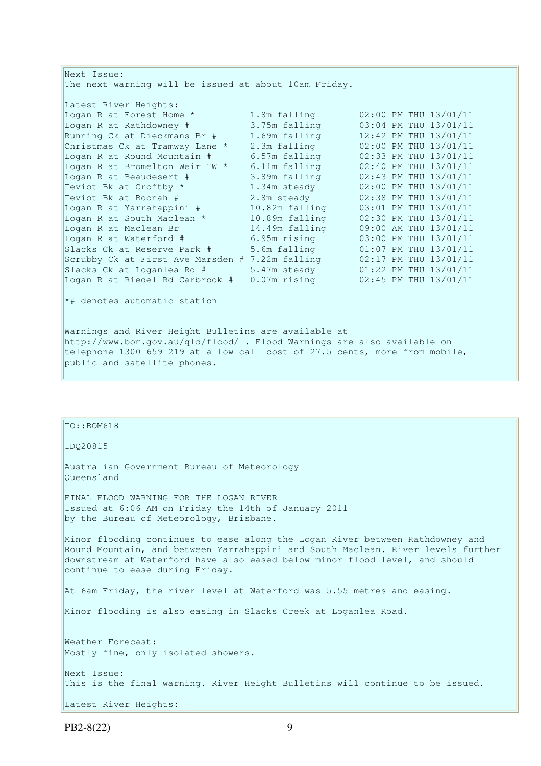Next Issue:
The next warning will be issued at about 10am Friday.

Latest River Heights:

| Station | Height | Time |
|---|---|---|
| Logan R at Forest Home * | 1.8m falling | 02:00 PM THU 13/01/11 |
| Logan R at Rathdowney # | 3.75m falling | 03:04 PM THU 13/01/11 |
| Running Ck at Dieckmans Br # | 1.69m falling | 12:42 PM THU 13/01/11 |
| Christmas Ck at Tramway Lane * | 2.3m falling | 02:00 PM THU 13/01/11 |
| Logan R at Round Mountain # | 6.57m falling | 02:33 PM THU 13/01/11 |
| Logan R at Bromelton Weir TW * | 6.11m falling | 02:40 PM THU 13/01/11 |
| Logan R at Beaudesert # | 3.89m falling | 02:43 PM THU 13/01/11 |
| Teviot Bk at Croftby * | 1.34m steady | 02:00 PM THU 13/01/11 |
| Teviot Bk at Boonah # | 2.8m steady | 02:38 PM THU 13/01/11 |
| Logan R at Yarrahappini # | 10.82m falling | 03:01 PM THU 13/01/11 |
| Logan R at South Maclean * | 10.89m falling | 02:30 PM THU 13/01/11 |
| Logan R at Maclean Br | 14.49m falling | 09:00 AM THU 13/01/11 |
| Logan R at Waterford # | 6.95m rising | 03:00 PM THU 13/01/11 |
| Slacks Ck at Reserve Park # | 5.6m falling | 01:07 PM THU 13/01/11 |
| Scrubby Ck at First Ave Marsden # | 7.22m falling | 02:17 PM THU 13/01/11 |
| Slacks Ck at Loganlea Rd # | 5.47m steady | 01:22 PM THU 13/01/11 |
| Logan R at Riedel Rd Carbrook # | 0.07m rising | 02:45 PM THU 13/01/11 |

*# denotes automatic station

Warnings and River Height Bulletins are available at http://www.bom.gov.au/qld/flood/ . Flood Warnings are also available on telephone 1300 659 219 at a low call cost of 27.5 cents, more from mobile, public and satellite phones.

TO::BOM618

IDQ20815

Australian Government Bureau of Meteorology
Queensland

FINAL FLOOD WARNING FOR THE LOGAN RIVER
Issued at 6:06 AM on Friday the 14th of January 2011
by the Bureau of Meteorology, Brisbane.

Minor flooding continues to ease along the Logan River between Rathdowney and Round Mountain, and between Yarrahappini and South Maclean. River levels further downstream at Waterford have also eased below minor flood level, and should continue to ease during Friday.

At 6am Friday, the river level at Waterford was 5.55 metres and easing.

Minor flooding is also easing in Slacks Creek at Loganlea Road.

Weather Forecast:
Mostly fine, only isolated showers.

Next Issue:
This is the final warning. River Height Bulletins will continue to be issued.

Latest River Heights: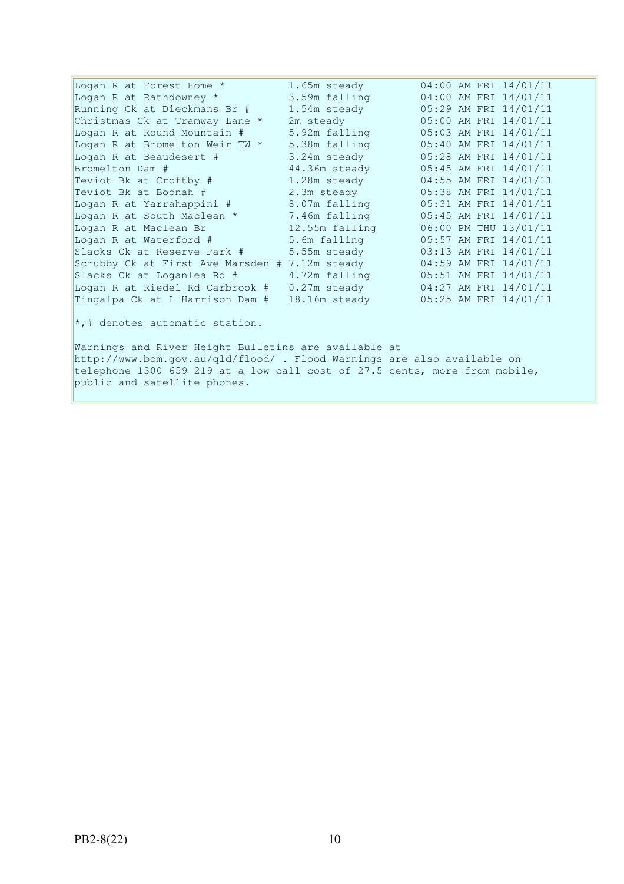| | | |
|---|---|---|
| Logan R at Forest Home * | 1.65m steady | 04:00 AM FRI 14/01/11 |
| Logan R at Rathdowney * | 3.59m falling | 04:00 AM FRI 14/01/11 |
| Running Ck at Dieckmans Br # | 1.54m steady | 05:29 AM FRI 14/01/11 |
| Christmas Ck at Tramway Lane * | 2m steady | 05:00 AM FRI 14/01/11 |
| Logan R at Round Mountain # | 5.92m falling | 05:03 AM FRI 14/01/11 |
| Logan R at Bromelton Weir TW * | 5.38m falling | 05:40 AM FRI 14/01/11 |
| Logan R at Beaudesert # | 3.24m steady | 05:28 AM FRI 14/01/11 |
| Bromelton Dam # | 44.36m steady | 05:45 AM FRI 14/01/11 |
| Teviot Bk at Croftby # | 1.28m steady | 04:55 AM FRI 14/01/11 |
| Teviot Bk at Boonah # | 2.3m steady | 05:38 AM FRI 14/01/11 |
| Logan R at Yarrahappini # | 8.07m falling | 05:31 AM FRI 14/01/11 |
| Logan R at South Maclean * | 7.46m falling | 05:45 AM FRI 14/01/11 |
| Logan R at Maclean Br | 12.55m falling | 06:00 PM THU 13/01/11 |
| Logan R at Waterford # | 5.6m falling | 05:57 AM FRI 14/01/11 |
| Slacks Ck at Reserve Park # | 5.55m steady | 03:13 AM FRI 14/01/11 |
| Scrubby Ck at First Ave Marsden # | 7.12m steady | 04:59 AM FRI 14/01/11 |
| Slacks Ck at Loganlea Rd # | 4.72m falling | 05:51 AM FRI 14/01/11 |
| Logan R at Riedel Rd Carbrook # | 0.27m steady | 04:27 AM FRI 14/01/11 |
| Tingalpa Ck at L Harrison Dam # | 18.16m steady | 05:25 AM FRI 14/01/11 |

*,# denotes automatic station.

Warnings and River Height Bulletins are available at http://www.bom.gov.au/qld/flood/ . Flood Warnings are also available on telephone 1300 659 219 at a low call cost of 27.5 cents, more from mobile, public and satellite phones.

PB2-8(22)